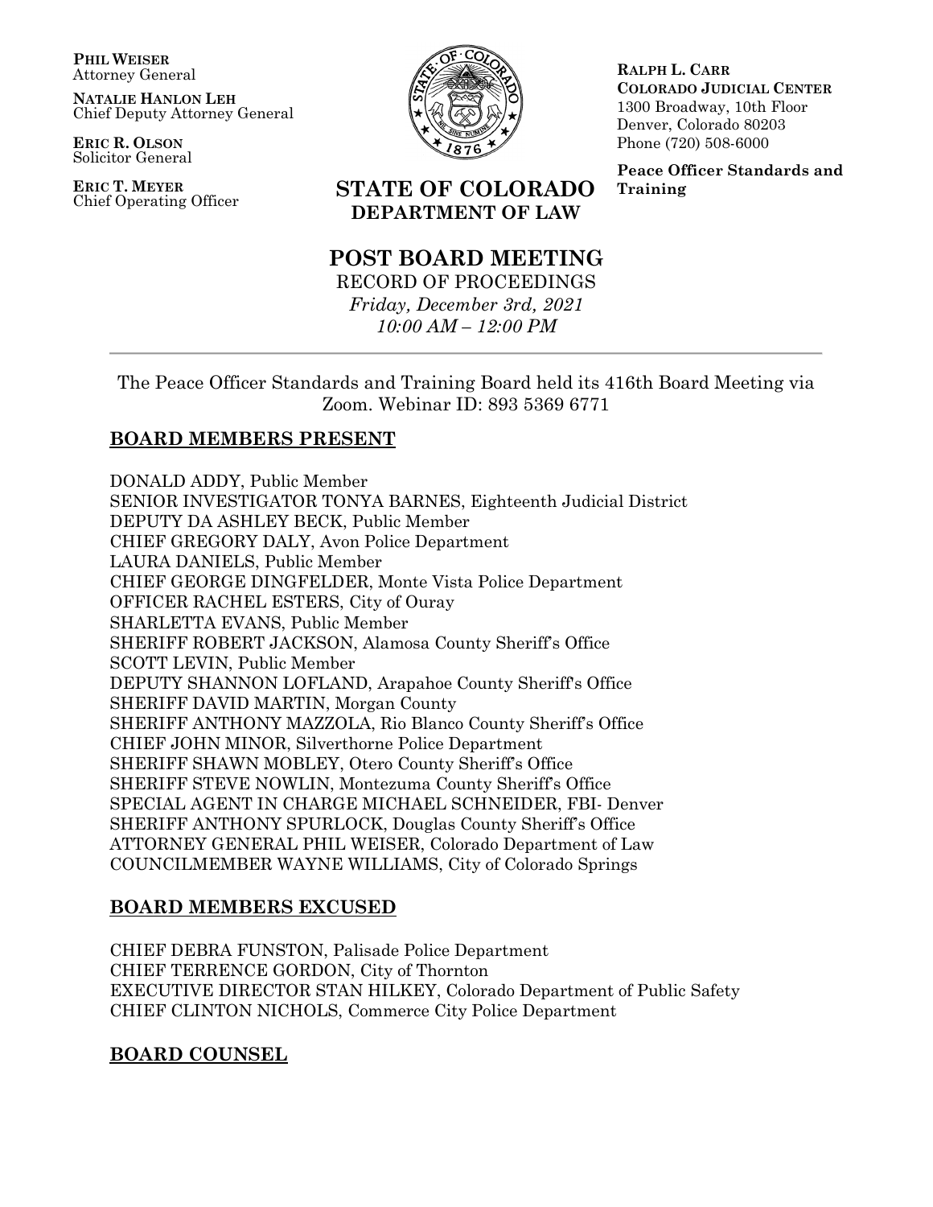**PHIL WEISER**
Attorney General

**NATALIE HANLON LEH**
Chief Deputy Attorney General

**ERIC R. OLSON**
Solicitor General

**ERIC T. MEYER**
Chief Operating Officer

**STATE OF COLORADO**
**DEPARTMENT OF LAW**

**RALPH L. CARR**
**COLORADO JUDICIAL CENTER**
1300 Broadway, 10th Floor
Denver, Colorado 80203
Phone (720) 508-6000

**Peace Officer Standards and Training**

# POST BOARD MEETING

RECORD OF PROCEEDINGS
*Friday, December 3rd, 2021*
*10:00 AM – 12:00 PM*

---

The Peace Officer Standards and Training Board held its 416th Board Meeting via Zoom. Webinar ID: 893 5369 6771

## BOARD MEMBERS PRESENT

DONALD ADDY, Public Member
SENIOR INVESTIGATOR TONYA BARNES, Eighteenth Judicial District
DEPUTY DA ASHLEY BECK, Public Member
CHIEF GREGORY DALY, Avon Police Department
LAURA DANIELS, Public Member
CHIEF GEORGE DINGFELDER, Monte Vista Police Department
OFFICER RACHEL ESTERS, City of Ouray
SHARLETTA EVANS, Public Member
SHERIFF ROBERT JACKSON, Alamosa County Sheriff's Office
SCOTT LEVIN, Public Member
DEPUTY SHANNON LOFLAND, Arapahoe County Sheriff's Office
SHERIFF DAVID MARTIN, Morgan County
SHERIFF ANTHONY MAZZOLA, Rio Blanco County Sheriff's Office
CHIEF JOHN MINOR, Silverthorne Police Department
SHERIFF SHAWN MOBLEY, Otero County Sheriff's Office
SHERIFF STEVE NOWLIN, Montezuma County Sheriff's Office
SPECIAL AGENT IN CHARGE MICHAEL SCHNEIDER, FBI- Denver
SHERIFF ANTHONY SPURLOCK, Douglas County Sheriff's Office
ATTORNEY GENERAL PHIL WEISER, Colorado Department of Law
COUNCILMEMBER WAYNE WILLIAMS, City of Colorado Springs

## BOARD MEMBERS EXCUSED

CHIEF DEBRA FUNSTON, Palisade Police Department
CHIEF TERRENCE GORDON, City of Thornton
EXECUTIVE DIRECTOR STAN HILKEY, Colorado Department of Public Safety
CHIEF CLINTON NICHOLS, Commerce City Police Department

## BOARD COUNSEL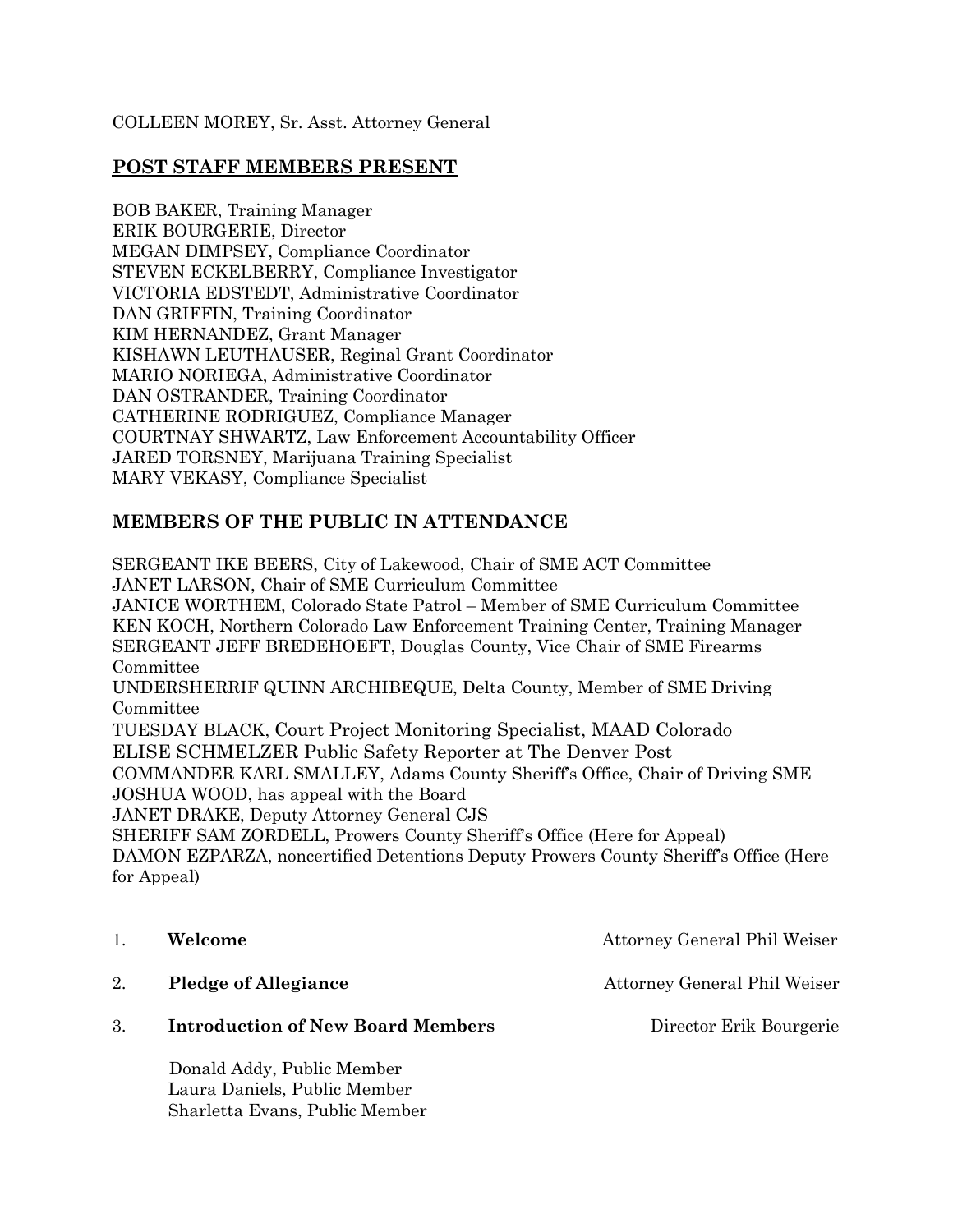COLLEEN MOREY, Sr. Asst. Attorney General

## POST STAFF MEMBERS PRESENT

BOB BAKER, Training Manager
ERIK BOURGERIE, Director
MEGAN DIMPSEY, Compliance Coordinator
STEVEN ECKELBERRY, Compliance Investigator
VICTORIA EDSTEDT, Administrative Coordinator
DAN GRIFFIN, Training Coordinator
KIM HERNANDEZ, Grant Manager
KISHAWN LEUTHAUSER, Reginal Grant Coordinator
MARIO NORIEGA, Administrative Coordinator
DAN OSTRANDER, Training Coordinator
CATHERINE RODRIGUEZ, Compliance Manager
COURTNAY SHWARTZ, Law Enforcement Accountability Officer
JARED TORSNEY, Marijuana Training Specialist
MARY VEKASY, Compliance Specialist

## MEMBERS OF THE PUBLIC IN ATTENDANCE

SERGEANT IKE BEERS, City of Lakewood, Chair of SME ACT Committee
JANET LARSON, Chair of SME Curriculum Committee
JANICE WORTHEM, Colorado State Patrol – Member of SME Curriculum Committee
KEN KOCH, Northern Colorado Law Enforcement Training Center, Training Manager
SERGEANT JEFF BREDEHOEFT, Douglas County, Vice Chair of SME Firearms Committee
UNDERSHERRIF QUINN ARCHIBEQUE, Delta County, Member of SME Driving Committee
TUESDAY BLACK, Court Project Monitoring Specialist, MAAD Colorado
ELISE SCHMELZER Public Safety Reporter at The Denver Post
COMMANDER KARL SMALLEY, Adams County Sheriff's Office, Chair of Driving SME
JOSHUA WOOD, has appeal with the Board
JANET DRAKE, Deputy Attorney General CJS
SHERIFF SAM ZORDELL, Prowers County Sheriff's Office (Here for Appeal)
DAMON EZPARZA, noncertified Detentions Deputy Prowers County Sheriff's Office (Here for Appeal)

1. **Welcome** — Attorney General Phil Weiser

2. **Pledge of Allegiance** — Attorney General Phil Weiser

3. **Introduction of New Board Members** — Director Erik Bourgerie

   Donald Addy, Public Member
   Laura Daniels, Public Member
   Sharletta Evans, Public Member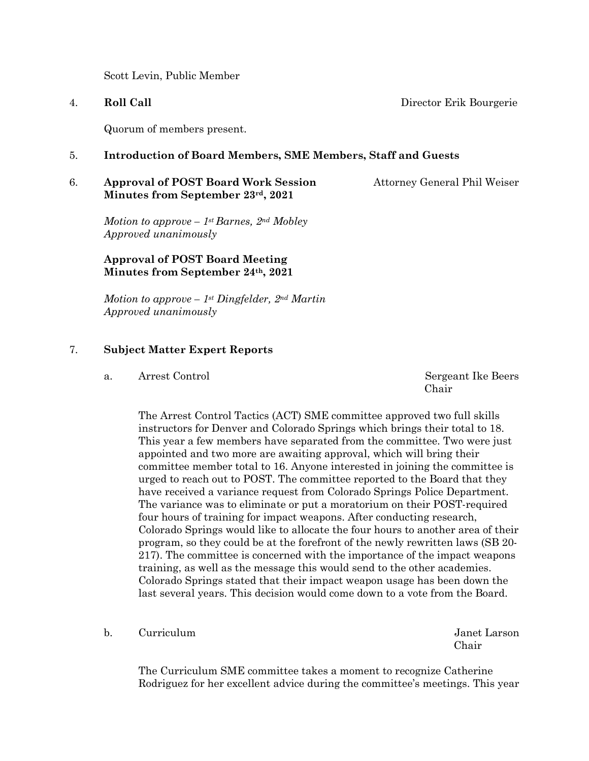Scott Levin, Public Member

4. **Roll Call** Director Erik Bourgerie

Quorum of members present.

5. **Introduction of Board Members, SME Members, Staff and Guests**

6. **Approval of POST Board Work Session Minutes from September 23rd, 2021** Attorney General Phil Weiser

*Motion to approve – 1st Barnes, 2nd Mobley*
*Approved unanimously*

**Approval of POST Board Meeting Minutes from September 24th, 2021**

*Motion to approve – 1st Dingfelder, 2nd Martin*
*Approved unanimously*

7. **Subject Matter Expert Reports**

a. Arrest Control — Sergeant Ike Beers, Chair

The Arrest Control Tactics (ACT) SME committee approved two full skills instructors for Denver and Colorado Springs which brings their total to 18. This year a few members have separated from the committee. Two were just appointed and two more are awaiting approval, which will bring their committee member total to 16. Anyone interested in joining the committee is urged to reach out to POST. The committee reported to the Board that they have received a variance request from Colorado Springs Police Department. The variance was to eliminate or put a moratorium on their POST-required four hours of training for impact weapons. After conducting research, Colorado Springs would like to allocate the four hours to another area of their program, so they could be at the forefront of the newly rewritten laws (SB 20-217). The committee is concerned with the importance of the impact weapons training, as well as the message this would send to the other academies. Colorado Springs stated that their impact weapon usage has been down the last several years. This decision would come down to a vote from the Board.

b. Curriculum — Janet Larson, Chair

The Curriculum SME committee takes a moment to recognize Catherine Rodriguez for her excellent advice during the committee's meetings. This year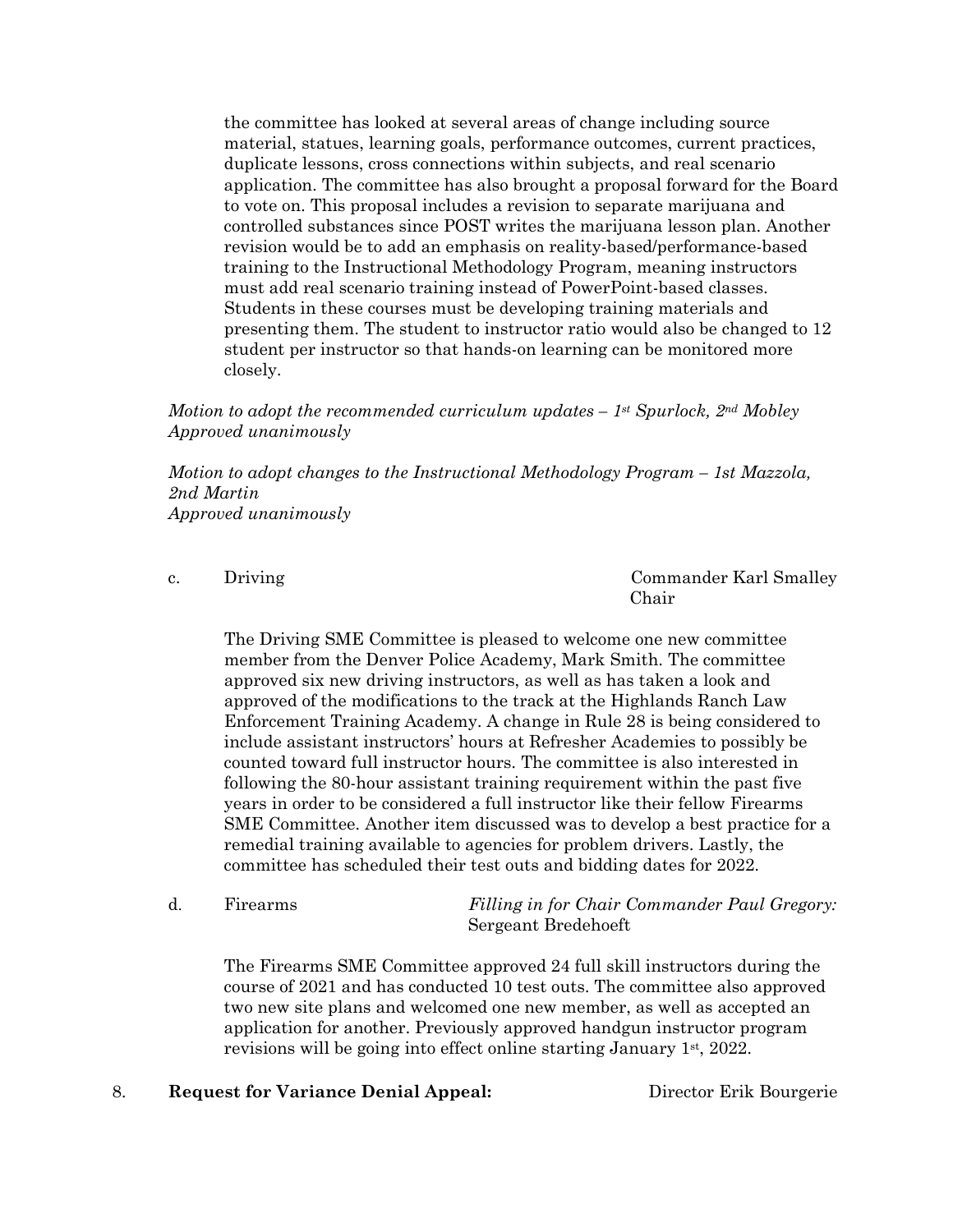the committee has looked at several areas of change including source material, statues, learning goals, performance outcomes, current practices, duplicate lessons, cross connections within subjects, and real scenario application. The committee has also brought a proposal forward for the Board to vote on. This proposal includes a revision to separate marijuana and controlled substances since POST writes the marijuana lesson plan. Another revision would be to add an emphasis on reality-based/performance-based training to the Instructional Methodology Program, meaning instructors must add real scenario training instead of PowerPoint-based classes. Students in these courses must be developing training materials and presenting them. The student to instructor ratio would also be changed to 12 student per instructor so that hands-on learning can be monitored more closely.

*Motion to adopt the recommended curriculum updates – 1st Spurlock, 2nd Mobley*
*Approved unanimously*

*Motion to adopt changes to the Instructional Methodology Program – 1st Mazzola, 2nd Martin*
*Approved unanimously*

c. Driving — Commander Karl Smalley, Chair

The Driving SME Committee is pleased to welcome one new committee member from the Denver Police Academy, Mark Smith. The committee approved six new driving instructors, as well as has taken a look and approved of the modifications to the track at the Highlands Ranch Law Enforcement Training Academy. A change in Rule 28 is being considered to include assistant instructors' hours at Refresher Academies to possibly be counted toward full instructor hours. The committee is also interested in following the 80-hour assistant training requirement within the past five years in order to be considered a full instructor like their fellow Firearms SME Committee. Another item discussed was to develop a best practice for a remedial training available to agencies for problem drivers. Lastly, the committee has scheduled their test outs and bidding dates for 2022.

d. Firearms — *Filling in for Chair Commander Paul Gregory:* Sergeant Bredehoeft

The Firearms SME Committee approved 24 full skill instructors during the course of 2021 and has conducted 10 test outs. The committee also approved two new site plans and welcomed one new member, as well as accepted an application for another. Previously approved handgun instructor program revisions will be going into effect online starting January 1st, 2022.

8. **Request for Variance Denial Appeal:** — Director Erik Bourgerie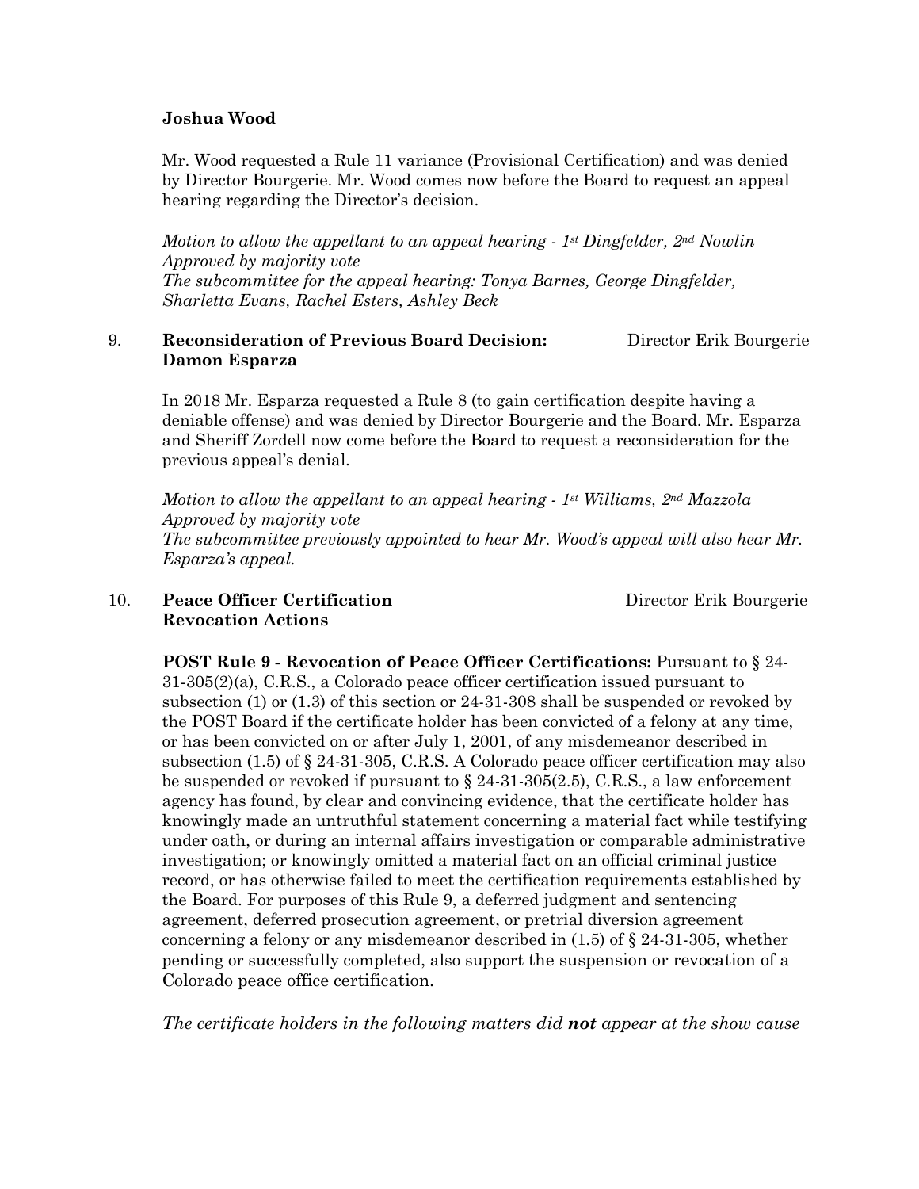**Joshua Wood**

Mr. Wood requested a Rule 11 variance (Provisional Certification) and was denied by Director Bourgerie. Mr. Wood comes now before the Board to request an appeal hearing regarding the Director's decision.

*Motion to allow the appellant to an appeal hearing - 1st Dingfelder, 2nd Nowlin*
*Approved by majority vote*
*The subcommittee for the appeal hearing: Tonya Barnes, George Dingfelder, Sharletta Evans, Rachel Esters, Ashley Beck*

9. **Reconsideration of Previous Board Decision: Damon Esparza** — Director Erik Bourgerie

In 2018 Mr. Esparza requested a Rule 8 (to gain certification despite having a deniable offense) and was denied by Director Bourgerie and the Board. Mr. Esparza and Sheriff Zordell now come before the Board to request a reconsideration for the previous appeal's denial.

*Motion to allow the appellant to an appeal hearing - 1st Williams, 2nd Mazzola*
*Approved by majority vote*
*The subcommittee previously appointed to hear Mr. Wood's appeal will also hear Mr. Esparza's appeal.*

10. **Peace Officer Certification Revocation Actions** — Director Erik Bourgerie

**POST Rule 9 - Revocation of Peace Officer Certifications:** Pursuant to § 24-31-305(2)(a), C.R.S., a Colorado peace officer certification issued pursuant to subsection (1) or (1.3) of this section or 24-31-308 shall be suspended or revoked by the POST Board if the certificate holder has been convicted of a felony at any time, or has been convicted on or after July 1, 2001, of any misdemeanor described in subsection (1.5) of § 24-31-305, C.R.S. A Colorado peace officer certification may also be suspended or revoked if pursuant to § 24-31-305(2.5), C.R.S., a law enforcement agency has found, by clear and convincing evidence, that the certificate holder has knowingly made an untruthful statement concerning a material fact while testifying under oath, or during an internal affairs investigation or comparable administrative investigation; or knowingly omitted a material fact on an official criminal justice record, or has otherwise failed to meet the certification requirements established by the Board. For purposes of this Rule 9, a deferred judgment and sentencing agreement, deferred prosecution agreement, or pretrial diversion agreement concerning a felony or any misdemeanor described in (1.5) of § 24-31-305, whether pending or successfully completed, also support the suspension or revocation of a Colorado peace office certification.

*The certificate holders in the following matters did* ***not*** *appear at the show cause*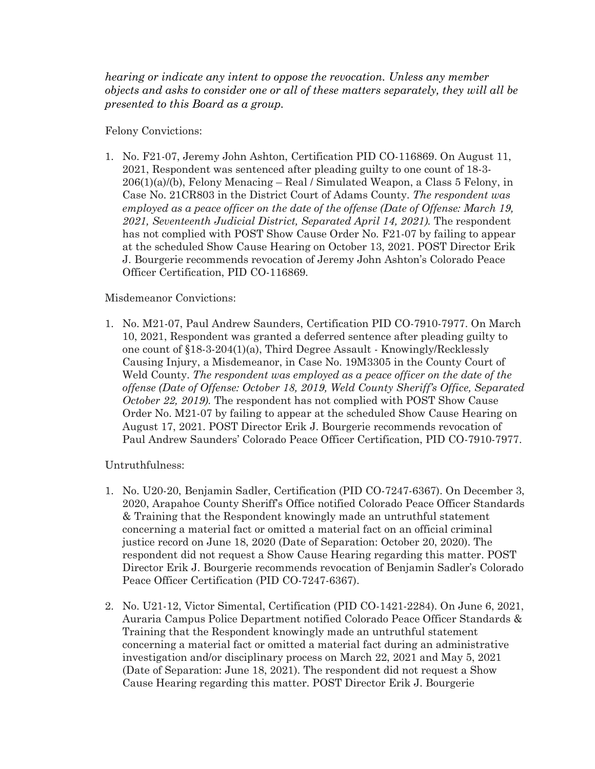*hearing or indicate any intent to oppose the revocation. Unless any member objects and asks to consider one or all of these matters separately, they will all be presented to this Board as a group.*

Felony Convictions:

1. No. F21-07, Jeremy John Ashton, Certification PID CO-116869. On August 11, 2021, Respondent was sentenced after pleading guilty to one count of 18-3-206(1)(a)/(b), Felony Menacing – Real / Simulated Weapon, a Class 5 Felony, in Case No. 21CR803 in the District Court of Adams County. *The respondent was employed as a peace officer on the date of the offense (Date of Offense: March 19, 2021, Seventeenth Judicial District, Separated April 14, 2021).* The respondent has not complied with POST Show Cause Order No. F21-07 by failing to appear at the scheduled Show Cause Hearing on October 13, 2021. POST Director Erik J. Bourgerie recommends revocation of Jeremy John Ashton's Colorado Peace Officer Certification, PID CO-116869.

Misdemeanor Convictions:

1. No. M21-07, Paul Andrew Saunders, Certification PID CO-7910-7977. On March 10, 2021, Respondent was granted a deferred sentence after pleading guilty to one count of §18-3-204(1)(a), Third Degree Assault - Knowingly/Recklessly Causing Injury, a Misdemeanor, in Case No. 19M3305 in the County Court of Weld County. *The respondent was employed as a peace officer on the date of the offense (Date of Offense: October 18, 2019, Weld County Sheriff's Office, Separated October 22, 2019).* The respondent has not complied with POST Show Cause Order No. M21-07 by failing to appear at the scheduled Show Cause Hearing on August 17, 2021. POST Director Erik J. Bourgerie recommends revocation of Paul Andrew Saunders' Colorado Peace Officer Certification, PID CO-7910-7977.

Untruthfulness:

1. No. U20-20, Benjamin Sadler, Certification (PID CO-7247-6367). On December 3, 2020, Arapahoe County Sheriff's Office notified Colorado Peace Officer Standards & Training that the Respondent knowingly made an untruthful statement concerning a material fact or omitted a material fact on an official criminal justice record on June 18, 2020 (Date of Separation: October 20, 2020). The respondent did not request a Show Cause Hearing regarding this matter. POST Director Erik J. Bourgerie recommends revocation of Benjamin Sadler's Colorado Peace Officer Certification (PID CO-7247-6367).

2. No. U21-12, Victor Simental, Certification (PID CO-1421-2284). On June 6, 2021, Auraria Campus Police Department notified Colorado Peace Officer Standards & Training that the Respondent knowingly made an untruthful statement concerning a material fact or omitted a material fact during an administrative investigation and/or disciplinary process on March 22, 2021 and May 5, 2021 (Date of Separation: June 18, 2021). The respondent did not request a Show Cause Hearing regarding this matter. POST Director Erik J. Bourgerie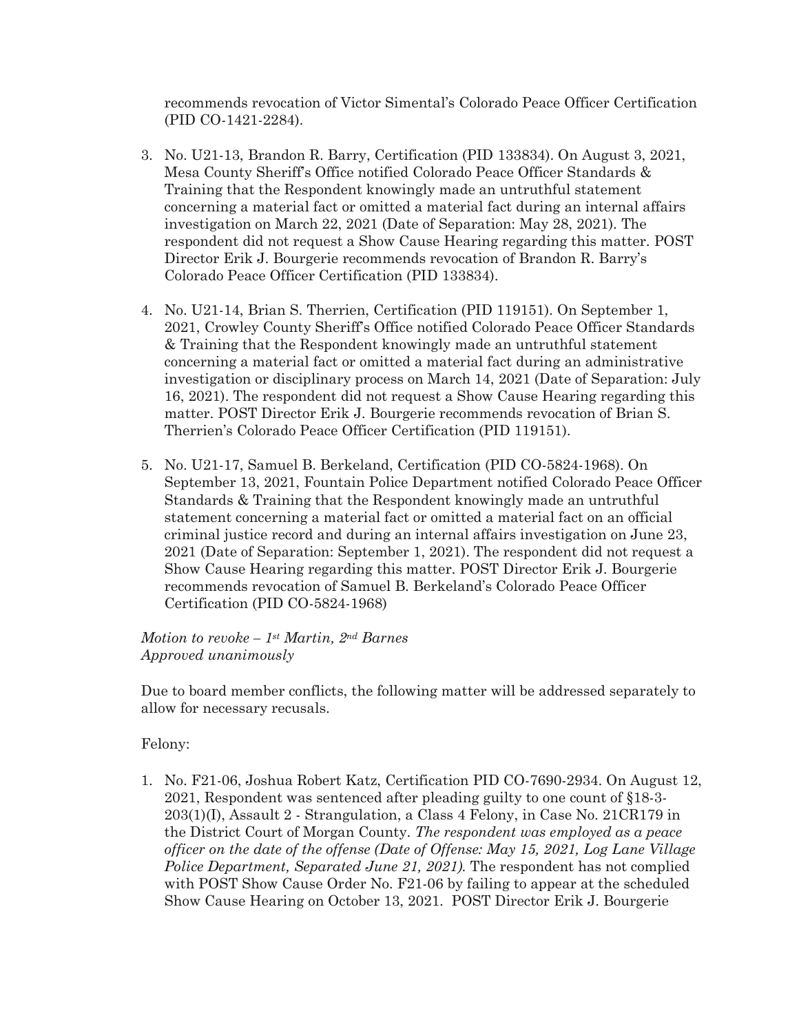recommends revocation of Victor Simental's Colorado Peace Officer Certification (PID CO-1421-2284).

3. No. U21-13, Brandon R. Barry, Certification (PID 133834). On August 3, 2021, Mesa County Sheriff's Office notified Colorado Peace Officer Standards & Training that the Respondent knowingly made an untruthful statement concerning a material fact or omitted a material fact during an internal affairs investigation on March 22, 2021 (Date of Separation: May 28, 2021). The respondent did not request a Show Cause Hearing regarding this matter. POST Director Erik J. Bourgerie recommends revocation of Brandon R. Barry's Colorado Peace Officer Certification (PID 133834).

4. No. U21-14, Brian S. Therrien, Certification (PID 119151). On September 1, 2021, Crowley County Sheriff's Office notified Colorado Peace Officer Standards & Training that the Respondent knowingly made an untruthful statement concerning a material fact or omitted a material fact during an administrative investigation or disciplinary process on March 14, 2021 (Date of Separation: July 16, 2021). The respondent did not request a Show Cause Hearing regarding this matter. POST Director Erik J. Bourgerie recommends revocation of Brian S. Therrien's Colorado Peace Officer Certification (PID 119151).

5. No. U21-17, Samuel B. Berkeland, Certification (PID CO-5824-1968). On September 13, 2021, Fountain Police Department notified Colorado Peace Officer Standards & Training that the Respondent knowingly made an untruthful statement concerning a material fact or omitted a material fact on an official criminal justice record and during an internal affairs investigation on June 23, 2021 (Date of Separation: September 1, 2021). The respondent did not request a Show Cause Hearing regarding this matter. POST Director Erik J. Bourgerie recommends revocation of Samuel B. Berkeland's Colorado Peace Officer Certification (PID CO-5824-1968)

*Motion to revoke – 1st Martin, 2nd Barnes*
*Approved unanimously*

Due to board member conflicts, the following matter will be addressed separately to allow for necessary recusals.

Felony:

1. No. F21-06, Joshua Robert Katz, Certification PID CO-7690-2934. On August 12, 2021, Respondent was sentenced after pleading guilty to one count of §18-3-203(1)(I), Assault 2 - Strangulation, a Class 4 Felony, in Case No. 21CR179 in the District Court of Morgan County. *The respondent was employed as a peace officer on the date of the offense (Date of Offense: May 15, 2021, Log Lane Village Police Department, Separated June 21, 2021).* The respondent has not complied with POST Show Cause Order No. F21-06 by failing to appear at the scheduled Show Cause Hearing on October 13, 2021. POST Director Erik J. Bourgerie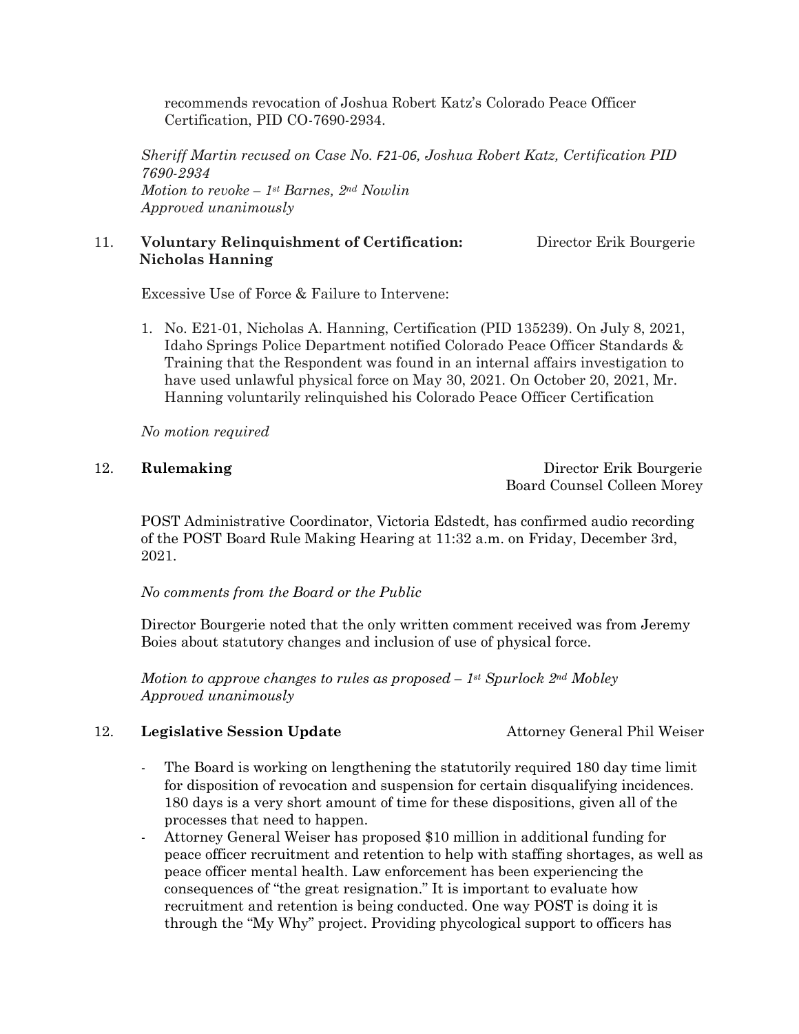recommends revocation of Joshua Robert Katz's Colorado Peace Officer Certification, PID CO-7690-2934.

*Sheriff Martin recused on Case No. F21-06, Joshua Robert Katz, Certification PID 7690-2934*
*Motion to revoke – 1st Barnes, 2nd Nowlin*
*Approved unanimously*

11. **Voluntary Relinquishment of Certification: Nicholas Hanning** — Director Erik Bourgerie

Excessive Use of Force & Failure to Intervene:

1. No. E21-01, Nicholas A. Hanning, Certification (PID 135239). On July 8, 2021, Idaho Springs Police Department notified Colorado Peace Officer Standards & Training that the Respondent was found in an internal affairs investigation to have used unlawful physical force on May 30, 2021. On October 20, 2021, Mr. Hanning voluntarily relinquished his Colorado Peace Officer Certification

*No motion required*

12. **Rulemaking** — Director Erik Bourgerie, Board Counsel Colleen Morey

POST Administrative Coordinator, Victoria Edstedt, has confirmed audio recording of the POST Board Rule Making Hearing at 11:32 a.m. on Friday, December 3rd, 2021.

*No comments from the Board or the Public*

Director Bourgerie noted that the only written comment received was from Jeremy Boies about statutory changes and inclusion of use of physical force.

*Motion to approve changes to rules as proposed – 1st Spurlock 2nd Mobley*
*Approved unanimously*

12. **Legislative Session Update** — Attorney General Phil Weiser

- The Board is working on lengthening the statutorily required 180 day time limit for disposition of revocation and suspension for certain disqualifying incidences. 180 days is a very short amount of time for these dispositions, given all of the processes that need to happen.
- Attorney General Weiser has proposed $10 million in additional funding for peace officer recruitment and retention to help with staffing shortages, as well as peace officer mental health. Law enforcement has been experiencing the consequences of "the great resignation." It is important to evaluate how recruitment and retention is being conducted. One way POST is doing it is through the "My Why" project. Providing phycological support to officers has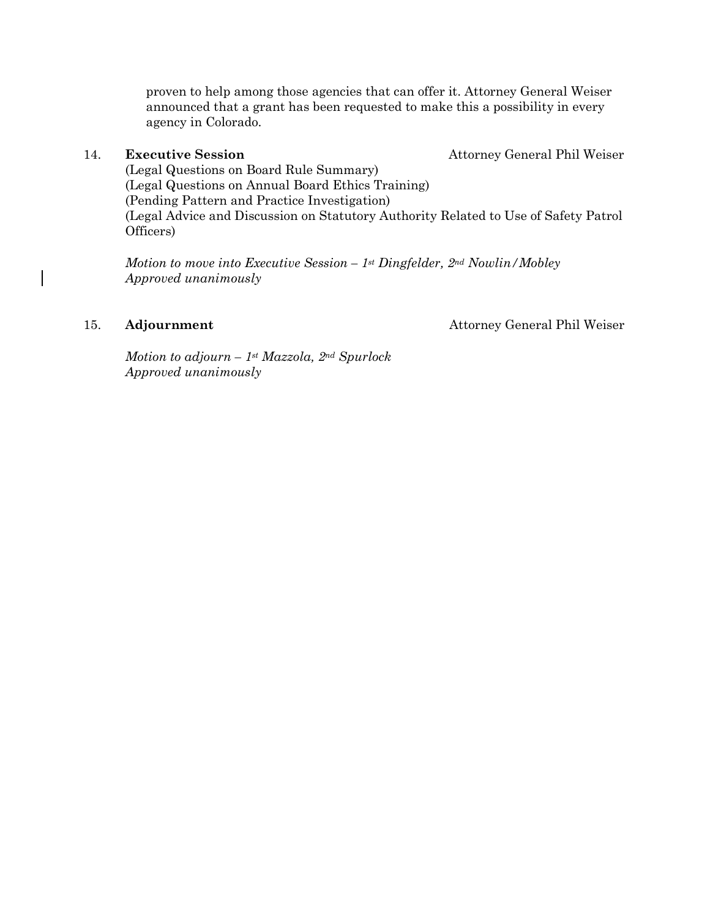proven to help among those agencies that can offer it. Attorney General Weiser announced that a grant has been requested to make this a possibility in every agency in Colorado.

14. **Executive Session** Attorney General Phil Weiser
(Legal Questions on Board Rule Summary)
(Legal Questions on Annual Board Ethics Training)
(Pending Pattern and Practice Investigation)
(Legal Advice and Discussion on Statutory Authority Related to Use of Safety Patrol Officers)

*Motion to move into Executive Session – 1st Dingfelder, 2nd Nowlin/Mobley*
*Approved unanimously*

15. **Adjournment** Attorney General Phil Weiser

*Motion to adjourn – 1st Mazzola, 2nd Spurlock*
*Approved unanimously*